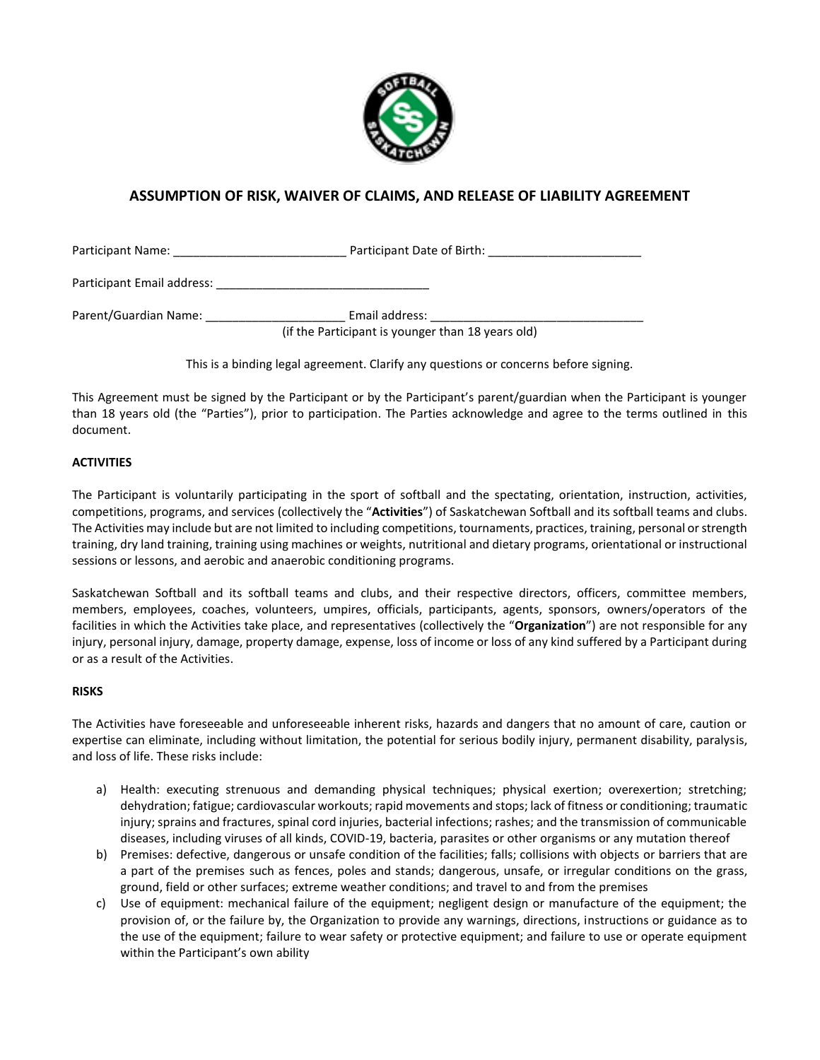# ASSUMPTION OF RISK, WAIVER OF CLAIMS, AND RELEASE OF LIABILITY AGREEMENT

Participant Name: __________________________ Participant Date of Birth: _______________________

Participant Email address: ________________________________

Parent/Guardian Name: _____________________ Email address: ________________________________
(if the Participant is younger than 18 years old)

This is a binding legal agreement. Clarify any questions or concerns before signing.

This Agreement must be signed by the Participant or by the Participant's parent/guardian when the Participant is younger than 18 years old (the "Parties"), prior to participation. The Parties acknowledge and agree to the terms outlined in this document.

**ACTIVITIES**

The Participant is voluntarily participating in the sport of softball and the spectating, orientation, instruction, activities, competitions, programs, and services (collectively the "**Activities**") of Saskatchewan Softball and its softball teams and clubs. The Activities may include but are not limited to including competitions, tournaments, practices, training, personal or strength training, dry land training, training using machines or weights, nutritional and dietary programs, orientational or instructional sessions or lessons, and aerobic and anaerobic conditioning programs.

Saskatchewan Softball and its softball teams and clubs, and their respective directors, officers, committee members, members, employees, coaches, volunteers, umpires, officials, participants, agents, sponsors, owners/operators of the facilities in which the Activities take place, and representatives (collectively the "**Organization**") are not responsible for any injury, personal injury, damage, property damage, expense, loss of income or loss of any kind suffered by a Participant during or as a result of the Activities.

**RISKS**

The Activities have foreseeable and unforeseeable inherent risks, hazards and dangers that no amount of care, caution or expertise can eliminate, including without limitation, the potential for serious bodily injury, permanent disability, paralysis, and loss of life. These risks include:

a) Health: executing strenuous and demanding physical techniques; physical exertion; overexertion; stretching; dehydration; fatigue; cardiovascular workouts; rapid movements and stops; lack of fitness or conditioning; traumatic injury; sprains and fractures, spinal cord injuries, bacterial infections; rashes; and the transmission of communicable diseases, including viruses of all kinds, COVID-19, bacteria, parasites or other organisms or any mutation thereof
b) Premises: defective, dangerous or unsafe condition of the facilities; falls; collisions with objects or barriers that are a part of the premises such as fences, poles and stands; dangerous, unsafe, or irregular conditions on the grass, ground, field or other surfaces; extreme weather conditions; and travel to and from the premises
c) Use of equipment: mechanical failure of the equipment; negligent design or manufacture of the equipment; the provision of, or the failure by, the Organization to provide any warnings, directions, instructions or guidance as to the use of the equipment; failure to wear safety or protective equipment; and failure to use or operate equipment within the Participant's own ability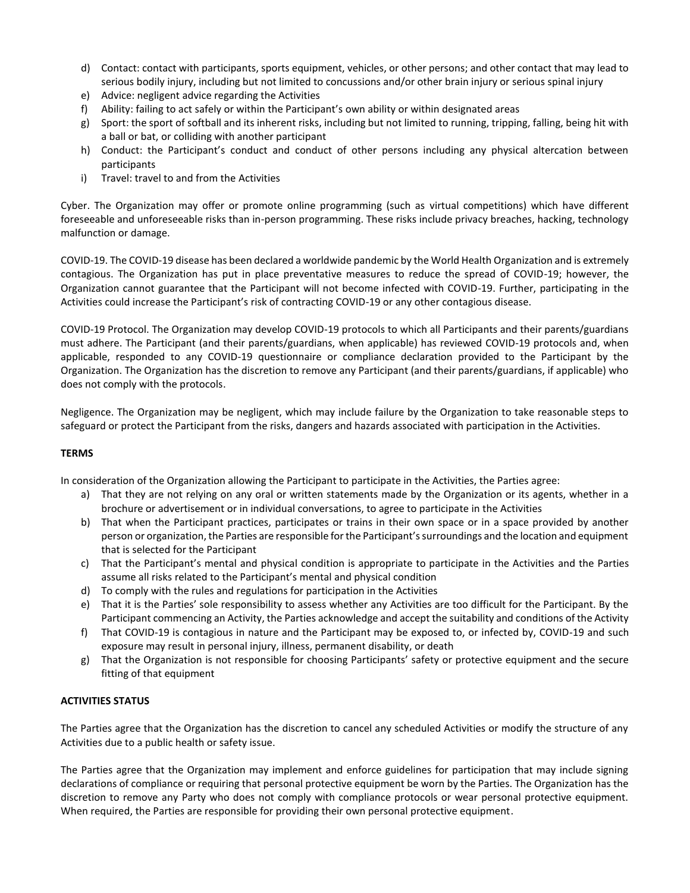d) Contact: contact with participants, sports equipment, vehicles, or other persons; and other contact that may lead to serious bodily injury, including but not limited to concussions and/or other brain injury or serious spinal injury
e) Advice: negligent advice regarding the Activities
f) Ability: failing to act safely or within the Participant's own ability or within designated areas
g) Sport: the sport of softball and its inherent risks, including but not limited to running, tripping, falling, being hit with a ball or bat, or colliding with another participant
h) Conduct: the Participant's conduct and conduct of other persons including any physical altercation between participants
i) Travel: travel to and from the Activities

Cyber. The Organization may offer or promote online programming (such as virtual competitions) which have different foreseeable and unforeseeable risks than in-person programming. These risks include privacy breaches, hacking, technology malfunction or damage.

COVID-19. The COVID-19 disease has been declared a worldwide pandemic by the World Health Organization and is extremely contagious. The Organization has put in place preventative measures to reduce the spread of COVID-19; however, the Organization cannot guarantee that the Participant will not become infected with COVID-19. Further, participating in the Activities could increase the Participant's risk of contracting COVID-19 or any other contagious disease.

COVID-19 Protocol. The Organization may develop COVID-19 protocols to which all Participants and their parents/guardians must adhere. The Participant (and their parents/guardians, when applicable) has reviewed COVID-19 protocols and, when applicable, responded to any COVID-19 questionnaire or compliance declaration provided to the Participant by the Organization. The Organization has the discretion to remove any Participant (and their parents/guardians, if applicable) who does not comply with the protocols.

Negligence. The Organization may be negligent, which may include failure by the Organization to take reasonable steps to safeguard or protect the Participant from the risks, dangers and hazards associated with participation in the Activities.

**TERMS**

In consideration of the Organization allowing the Participant to participate in the Activities, the Parties agree:

a) That they are not relying on any oral or written statements made by the Organization or its agents, whether in a brochure or advertisement or in individual conversations, to agree to participate in the Activities
b) That when the Participant practices, participates or trains in their own space or in a space provided by another person or organization, the Parties are responsible for the Participant's surroundings and the location and equipment that is selected for the Participant
c) That the Participant's mental and physical condition is appropriate to participate in the Activities and the Parties assume all risks related to the Participant's mental and physical condition
d) To comply with the rules and regulations for participation in the Activities
e) That it is the Parties' sole responsibility to assess whether any Activities are too difficult for the Participant. By the Participant commencing an Activity, the Parties acknowledge and accept the suitability and conditions of the Activity
f) That COVID-19 is contagious in nature and the Participant may be exposed to, or infected by, COVID-19 and such exposure may result in personal injury, illness, permanent disability, or death
g) That the Organization is not responsible for choosing Participants' safety or protective equipment and the secure fitting of that equipment

**ACTIVITIES STATUS**

The Parties agree that the Organization has the discretion to cancel any scheduled Activities or modify the structure of any Activities due to a public health or safety issue.

The Parties agree that the Organization may implement and enforce guidelines for participation that may include signing declarations of compliance or requiring that personal protective equipment be worn by the Parties. The Organization has the discretion to remove any Party who does not comply with compliance protocols or wear personal protective equipment. When required, the Parties are responsible for providing their own personal protective equipment.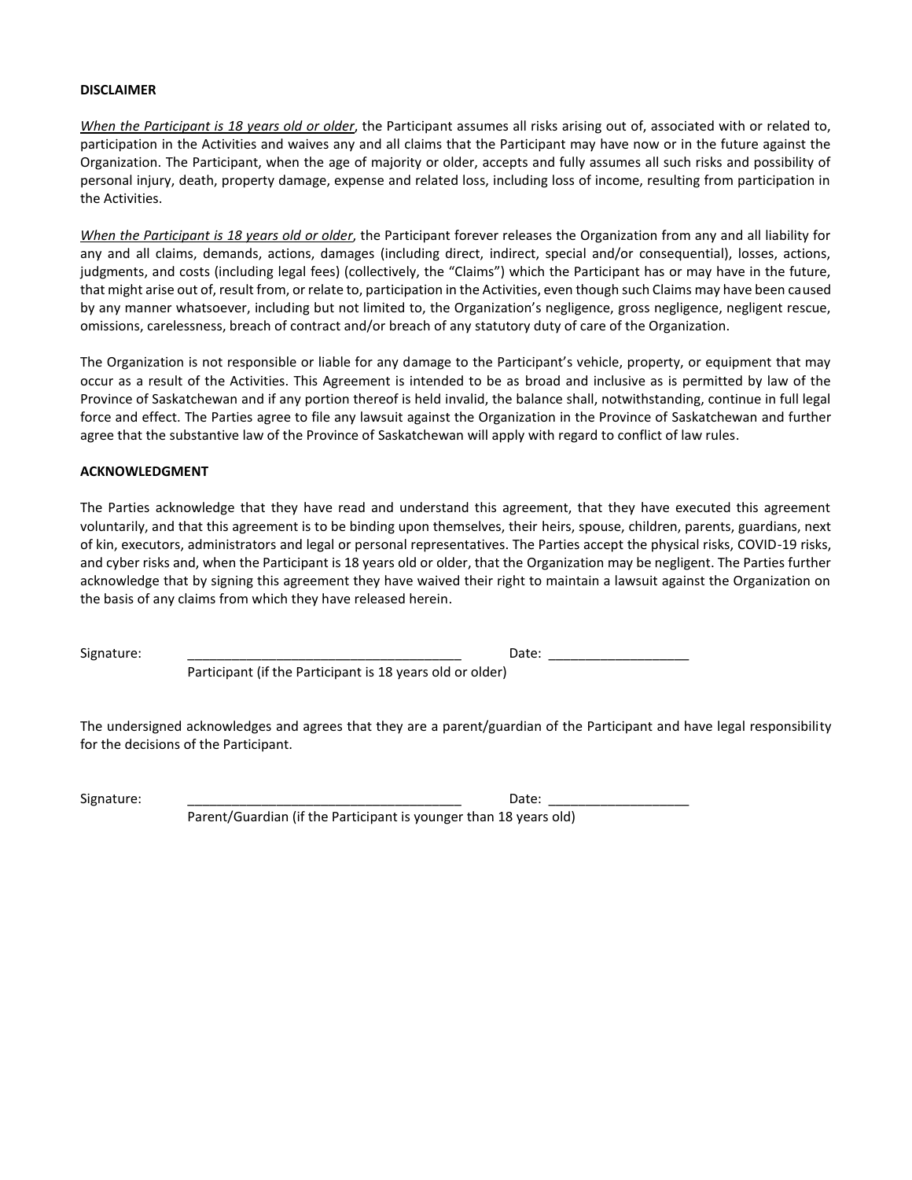**DISCLAIMER**

*When the Participant is 18 years old or older*, the Participant assumes all risks arising out of, associated with or related to, participation in the Activities and waives any and all claims that the Participant may have now or in the future against the Organization. The Participant, when the age of majority or older, accepts and fully assumes all such risks and possibility of personal injury, death, property damage, expense and related loss, including loss of income, resulting from participation in the Activities.

*When the Participant is 18 years old or older*, the Participant forever releases the Organization from any and all liability for any and all claims, demands, actions, damages (including direct, indirect, special and/or consequential), losses, actions, judgments, and costs (including legal fees) (collectively, the "Claims") which the Participant has or may have in the future, that might arise out of, result from, or relate to, participation in the Activities, even though such Claims may have been caused by any manner whatsoever, including but not limited to, the Organization's negligence, gross negligence, negligent rescue, omissions, carelessness, breach of contract and/or breach of any statutory duty of care of the Organization.

The Organization is not responsible or liable for any damage to the Participant's vehicle, property, or equipment that may occur as a result of the Activities. This Agreement is intended to be as broad and inclusive as is permitted by law of the Province of Saskatchewan and if any portion thereof is held invalid, the balance shall, notwithstanding, continue in full legal force and effect. The Parties agree to file any lawsuit against the Organization in the Province of Saskatchewan and further agree that the substantive law of the Province of Saskatchewan will apply with regard to conflict of law rules.

**ACKNOWLEDGMENT**

The Parties acknowledge that they have read and understand this agreement, that they have executed this agreement voluntarily, and that this agreement is to be binding upon themselves, their heirs, spouse, children, parents, guardians, next of kin, executors, administrators and legal or personal representatives. The Parties accept the physical risks, COVID-19 risks, and cyber risks and, when the Participant is 18 years old or older, that the Organization may be negligent. The Parties further acknowledge that by signing this agreement they have waived their right to maintain a lawsuit against the Organization on the basis of any claims from which they have released herein.

Signature: _____________________________________ Date: ___________________

Participant (if the Participant is 18 years old or older)

The undersigned acknowledges and agrees that they are a parent/guardian of the Participant and have legal responsibility for the decisions of the Participant.

Signature: _____________________________________ Date: ___________________

Parent/Guardian (if the Participant is younger than 18 years old)